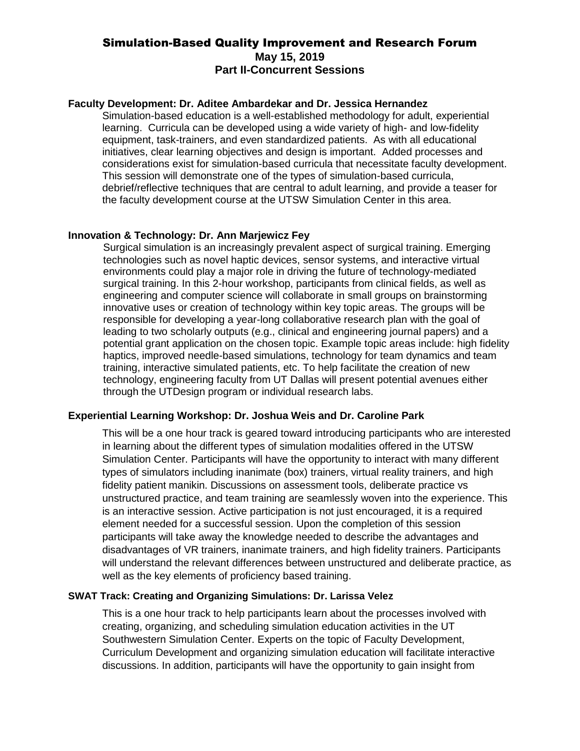# Simulation-Based Quality Improvement and Research Forum

## May 15, 2019

## Part II-Concurrent Sessions

**Faculty Development: Dr. Aditee Ambardekar and Dr. Jessica Hernandez**

Simulation-based education is a well-established methodology for adult, experiential learning. Curricula can be developed using a wide variety of high- and low-fidelity equipment, task-trainers, and even standardized patients. As with all educational initiatives, clear learning objectives and design is important. Added processes and considerations exist for simulation-based curricula that necessitate faculty development. This session will demonstrate one of the types of simulation-based curricula, debrief/reflective techniques that are central to adult learning, and provide a teaser for the faculty development course at the UTSW Simulation Center in this area.

**Innovation & Technology: Dr. Ann Marjewicz Fey**

Surgical simulation is an increasingly prevalent aspect of surgical training. Emerging technologies such as novel haptic devices, sensor systems, and interactive virtual environments could play a major role in driving the future of technology-mediated surgical training. In this 2-hour workshop, participants from clinical fields, as well as engineering and computer science will collaborate in small groups on brainstorming innovative uses or creation of technology within key topic areas. The groups will be responsible for developing a year-long collaborative research plan with the goal of leading to two scholarly outputs (e.g., clinical and engineering journal papers) and a potential grant application on the chosen topic. Example topic areas include: high fidelity haptics, improved needle-based simulations, technology for team dynamics and team training, interactive simulated patients, etc. To help facilitate the creation of new technology, engineering faculty from UT Dallas will present potential avenues either through the UTDesign program or individual research labs.

**Experiential Learning Workshop: Dr. Joshua Weis and Dr. Caroline Park**

This will be a one hour track is geared toward introducing participants who are interested in learning about the different types of simulation modalities offered in the UTSW Simulation Center. Participants will have the opportunity to interact with many different types of simulators including inanimate (box) trainers, virtual reality trainers, and high fidelity patient manikin. Discussions on assessment tools, deliberate practice vs unstructured practice, and team training are seamlessly woven into the experience. This is an interactive session. Active participation is not just encouraged, it is a required element needed for a successful session. Upon the completion of this session participants will take away the knowledge needed to describe the advantages and disadvantages of VR trainers, inanimate trainers, and high fidelity trainers. Participants will understand the relevant differences between unstructured and deliberate practice, as well as the key elements of proficiency based training.

**SWAT Track: Creating and Organizing Simulations: Dr. Larissa Velez**

This is a one hour track to help participants learn about the processes involved with creating, organizing, and scheduling simulation education activities in the UT Southwestern Simulation Center. Experts on the topic of Faculty Development, Curriculum Development and organizing simulation education will facilitate interactive discussions. In addition, participants will have the opportunity to gain insight from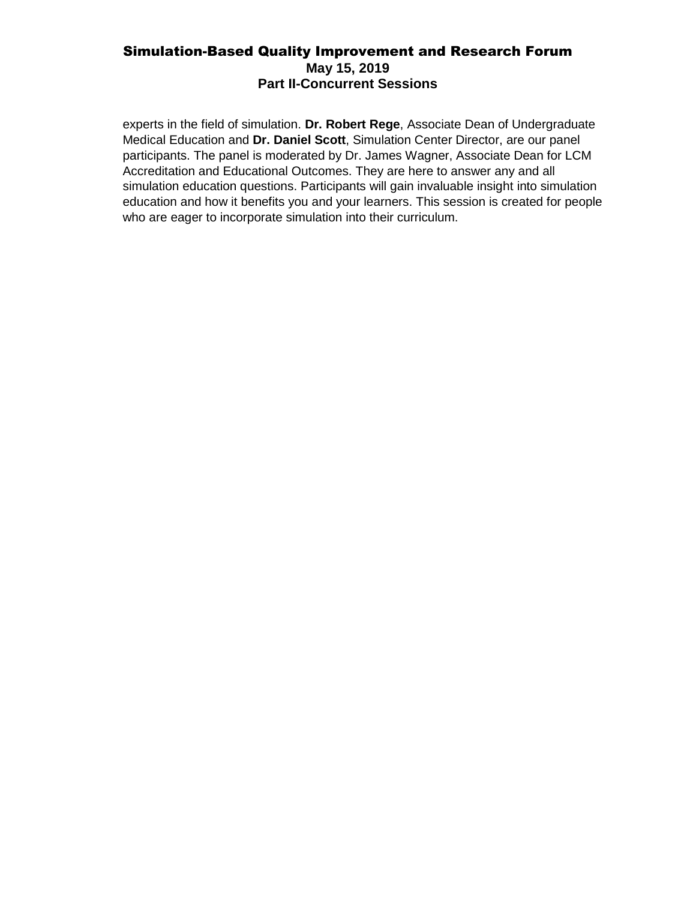experts in the field of simulation. **Dr. Robert Rege**, Associate Dean of Undergraduate Medical Education and **Dr. Daniel Scott**, Simulation Center Director, are our panel participants. The panel is moderated by Dr. James Wagner, Associate Dean for LCM Accreditation and Educational Outcomes. They are here to answer any and all simulation education questions. Participants will gain invaluable insight into simulation education and how it benefits you and your learners. This session is created for people who are eager to incorporate simulation into their curriculum.